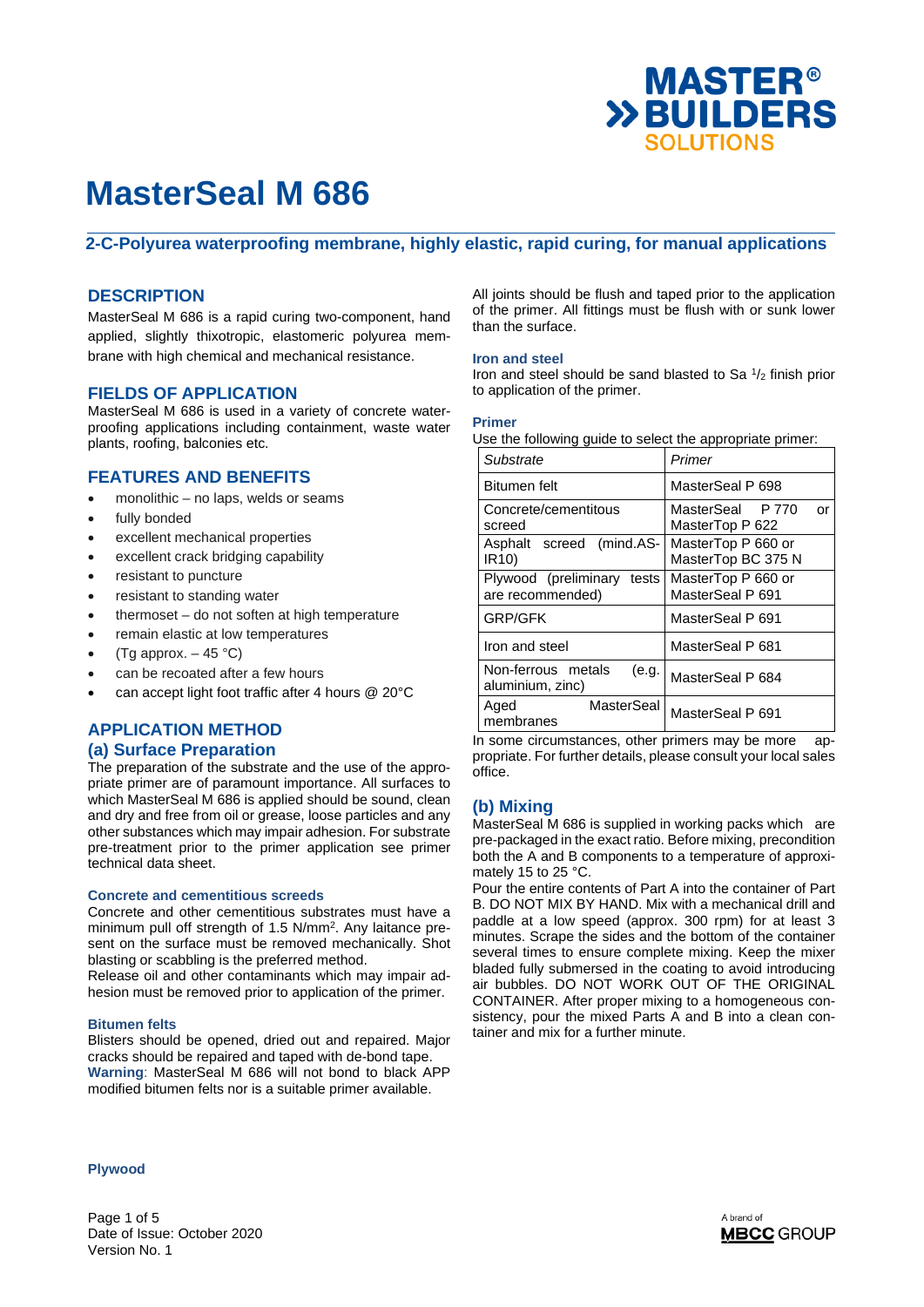# MasterSeal M 686

## 2-C-Polyurea waterproofing membrane, highly elastic, rapid curing, for manual applications

## DESCRIPTION

MasterSeal M 686 is a rapid curing two-component, hand applied, slightly thixotropic, elastomeric polyurea membrane with high chemical and mechanical resistance.

## FIELDS OF APPLICATION

MasterSeal M 686 is used in a variety of concrete waterproofing applications including containment, waste water plants, roofing, balconies etc.

## FEATURES AND BENEFITS

- monolithic – no laps, welds or seams
- fully bonded
- excellent mechanical properties
- excellent crack bridging capability
- resistant to puncture
- resistant to standing water
- thermoset – do not soften at high temperature
- remain elastic at low temperatures
- (Tg approx. – 45 °C)
- can be recoated after a few hours
- can accept light foot traffic after 4 hours @ 20°C

## APPLICATION METHOD

### (a) Surface Preparation

The preparation of the substrate and the use of the appropriate primer are of paramount importance. All surfaces to which MasterSeal M 686 is applied should be sound, clean and dry and free from oil or grease, loose particles and any other substances which may impair adhesion. For substrate pre-treatment prior to the primer application see primer technical data sheet.

#### Concrete and cementitious screeds

Concrete and other cementitious substrates must have a minimum pull off strength of 1.5 N/mm². Any laitance present on the surface must be removed mechanically. Shot blasting or scabbling is the preferred method.

Release oil and other contaminants which may impair adhesion must be removed prior to application of the primer.

#### Bitumen felts

Blisters should be opened, dried out and repaired. Major cracks should be repaired and taped with de-bond tape.

**Warning**: MasterSeal M 686 will not bond to black APP modified bitumen felts nor is a suitable primer available.

#### Plywood

All joints should be flush and taped prior to the application of the primer. All fittings must be flush with or sunk lower than the surface.

#### Iron and steel

Iron and steel should be sand blasted to Sa $^{1}/_{2}$ finish prior to application of the primer.

#### Primer

Use the following guide to select the appropriate primer:

| *Substrate* | *Primer* |
|---|---|
| Bitumen felt | MasterSeal P 698 |
| Concrete/cementitous screed | MasterSeal P 770 or MasterTop P 622 |
| Asphalt screed (mind.AS-IR10) | MasterTop P 660 or MasterTop BC 375 N |
| Plywood (preliminary tests are recommended) | MasterTop P 660 or MasterSeal P 691 |
| GRP/GFK | MasterSeal P 691 |
| Iron and steel | MasterSeal P 681 |
| Non-ferrous metals (e.g. aluminium, zinc) | MasterSeal P 684 |
| Aged MasterSeal membranes | MasterSeal P 691 |

In some circumstances, other primers may be more appropriate. For further details, please consult your local sales office.

### (b) Mixing

MasterSeal M 686 is supplied in working packs which are pre-packaged in the exact ratio. Before mixing, precondition both the A and B components to a temperature of approximately 15 to 25 °C.

Pour the entire contents of Part A into the container of Part B. DO NOT MIX BY HAND. Mix with a mechanical drill and paddle at a low speed (approx. 300 rpm) for at least 3 minutes. Scrape the sides and the bottom of the container several times to ensure complete mixing. Keep the mixer bladed fully submersed in the coating to avoid introducing air bubbles. DO NOT WORK OUT OF THE ORIGINAL CONTAINER. After proper mixing to a homogeneous consistency, pour the mixed Parts A and B into a clean container and mix for a further minute.

Date of Issue: October 2020
Version No. 1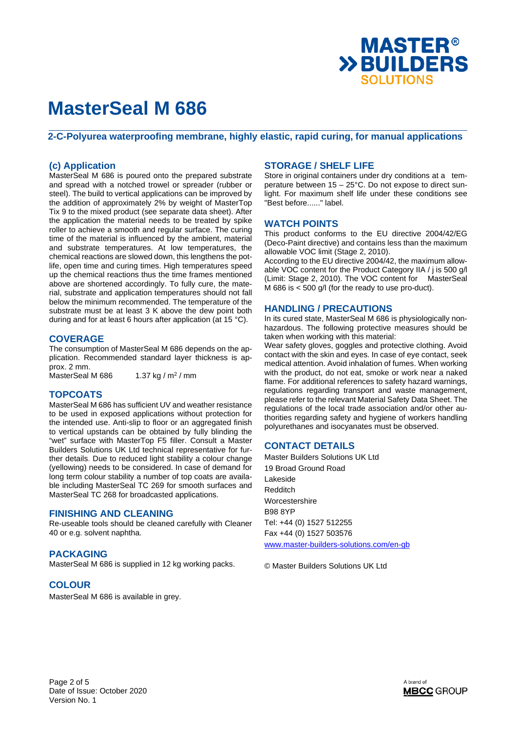# MasterSeal M 686

## 2-C-Polyurea waterproofing membrane, highly elastic, rapid curing, for manual applications

### (c) Application

MasterSeal M 686 is poured onto the prepared substrate and spread with a notched trowel or spreader (rubber or steel). The build to vertical applications can be improved by the addition of approximately 2% by weight of MasterTop Tix 9 to the mixed product (see separate data sheet). After the application the material needs to be treated by spike roller to achieve a smooth and regular surface. The curing time of the material is influenced by the ambient, material and substrate temperatures. At low temperatures, the chemical reactions are slowed down, this lengthens the pot-life, open time and curing times. High temperatures speed up the chemical reactions thus the time frames mentioned above are shortened accordingly. To fully cure, the material, substrate and application temperatures should not fall below the minimum recommended. The temperature of the substrate must be at least 3 K above the dew point both during and for at least 6 hours after application (at 15 °C).

### COVERAGE

The consumption of MasterSeal M 686 depends on the application. Recommended standard layer thickness is approx. 2 mm.

MasterSeal M 686 1.37 kg / m$^2$ / mm

### TOPCOATS

MasterSeal M 686 has sufficient UV and weather resistance to be used in exposed applications without protection for the intended use. Anti-slip to floor or an aggregated finish to vertical upstands can be obtained by fully blinding the "wet" surface with MasterTop F5 filler. Consult a Master Builders Solutions UK Ltd technical representative for further details. Due to reduced light stability a colour change (yellowing) needs to be considered. In case of demand for long term colour stability a number of top coats are available including MasterSeal TC 269 for smooth surfaces and MasterSeal TC 268 for broadcasted applications.

### FINISHING AND CLEANING

Re-useable tools should be cleaned carefully with Cleaner 40 or e.g. solvent naphtha.

### PACKAGING

MasterSeal M 686 is supplied in 12 kg working packs.

### COLOUR

MasterSeal M 686 is available in grey.

### STORAGE / SHELF LIFE

Store in original containers under dry conditions at a temperature between 15 – 25°C. Do not expose to direct sunlight. For maximum shelf life under these conditions see "Best before......" label.

### WATCH POINTS

This product conforms to the EU directive 2004/42/EG (Deco-Paint directive) and contains less than the maximum allowable VOC limit (Stage 2, 2010).

According to the EU directive 2004/42, the maximum allowable VOC content for the Product Category IIA / j is 500 g/l (Limit: Stage 2, 2010). The VOC content for MasterSeal M 686 is < 500 g/l (for the ready to use pro-duct).

### HANDLING / PRECAUTIONS

In its cured state, MasterSeal M 686 is physiologically non-hazardous. The following protective measures should be taken when working with this material:

Wear safety gloves, goggles and protective clothing. Avoid contact with the skin and eyes. In case of eye contact, seek medical attention. Avoid inhalation of fumes. When working with the product, do not eat, smoke or work near a naked flame. For additional references to safety hazard warnings, regulations regarding transport and waste management, please refer to the relevant Material Safety Data Sheet. The regulations of the local trade association and/or other authorities regarding safety and hygiene of workers handling polyurethanes and isocyanates must be observed.

### CONTACT DETAILS

Master Builders Solutions UK Ltd
19 Broad Ground Road
Lakeside
Redditch
Worcestershire
B98 8YP
Tel: +44 (0) 1527 512255
Fax +44 (0) 1527 503576
www.master-builders-solutions.com/en-gb

© Master Builders Solutions UK Ltd

Date of Issue: October 2020
Version No. 1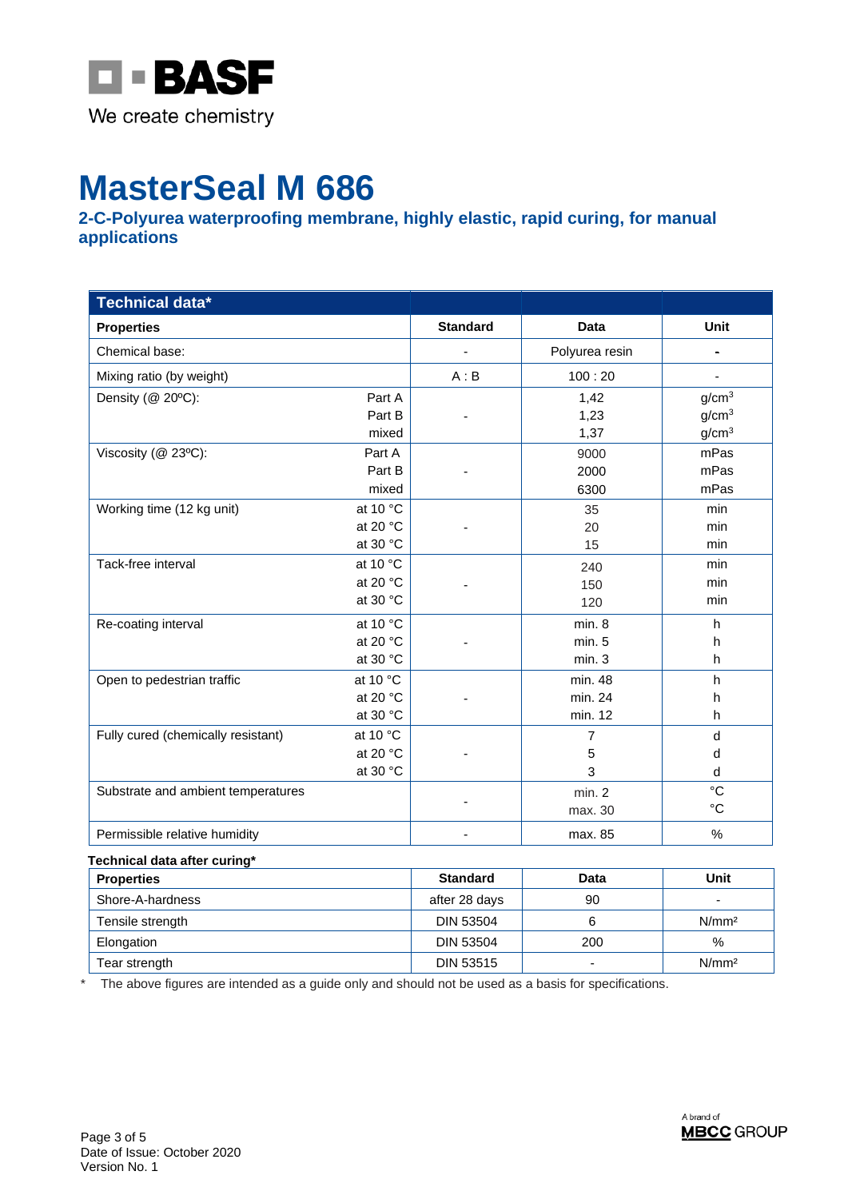# MasterSeal M 686

## 2-C-Polyurea waterproofing membrane, highly elastic, rapid curing, for manual applications

| Technical data* | | | | |
|---|---|---|---|---|
| **Properties** | | **Standard** | **Data** | **Unit** |
| Chemical base: | | - | Polyurea resin | - |
| Mixing ratio (by weight) | | A : B | 100 : 20 | - |
| Density (@ 20ºC): | Part A<br>Part B<br>mixed | - | 1,42<br>1,23<br>1,37 | g/cm³<br>g/cm³<br>g/cm³ |
| Viscosity (@ 23ºC): | Part A<br>Part B<br>mixed | - | 9000<br>2000<br>6300 | mPas<br>mPas<br>mPas |
| Working time (12 kg unit) | at 10 °C<br>at 20 °C<br>at 30 °C | - | 35<br>20<br>15 | min<br>min<br>min |
| Tack-free interval | at 10 °C<br>at 20 °C<br>at 30 °C | - | 240<br>150<br>120 | min<br>min<br>min |
| Re-coating interval | at 10 °C<br>at 20 °C<br>at 30 °C | - | min. 8<br>min. 5<br>min. 3 | h<br>h<br>h |
| Open to pedestrian traffic | at 10 °C<br>at 20 °C<br>at 30 °C | - | min. 48<br>min. 24<br>min. 12 | h<br>h<br>h |
| Fully cured (chemically resistant) | at 10 °C<br>at 20 °C<br>at 30 °C | - | 7<br>5<br>3 | d<br>d<br>d |
| Substrate and ambient temperatures | | - | min. 2<br>max. 30 | °C<br>°C |
| Permissible relative humidity | | - | max. 85 | % |

**Technical data after curing***

| Properties | Standard | Data | Unit |
|---|---|---|---|
| Shore-A-hardness | after 28 days | 90 | - |
| Tensile strength | DIN 53504 | 6 | N/mm² |
| Elongation | DIN 53504 | 200 | % |
| Tear strength | DIN 53515 | - | N/mm² |

\* The above figures are intended as a guide only and should not be used as a basis for specifications.

Date of Issue: October 2020
Version No. 1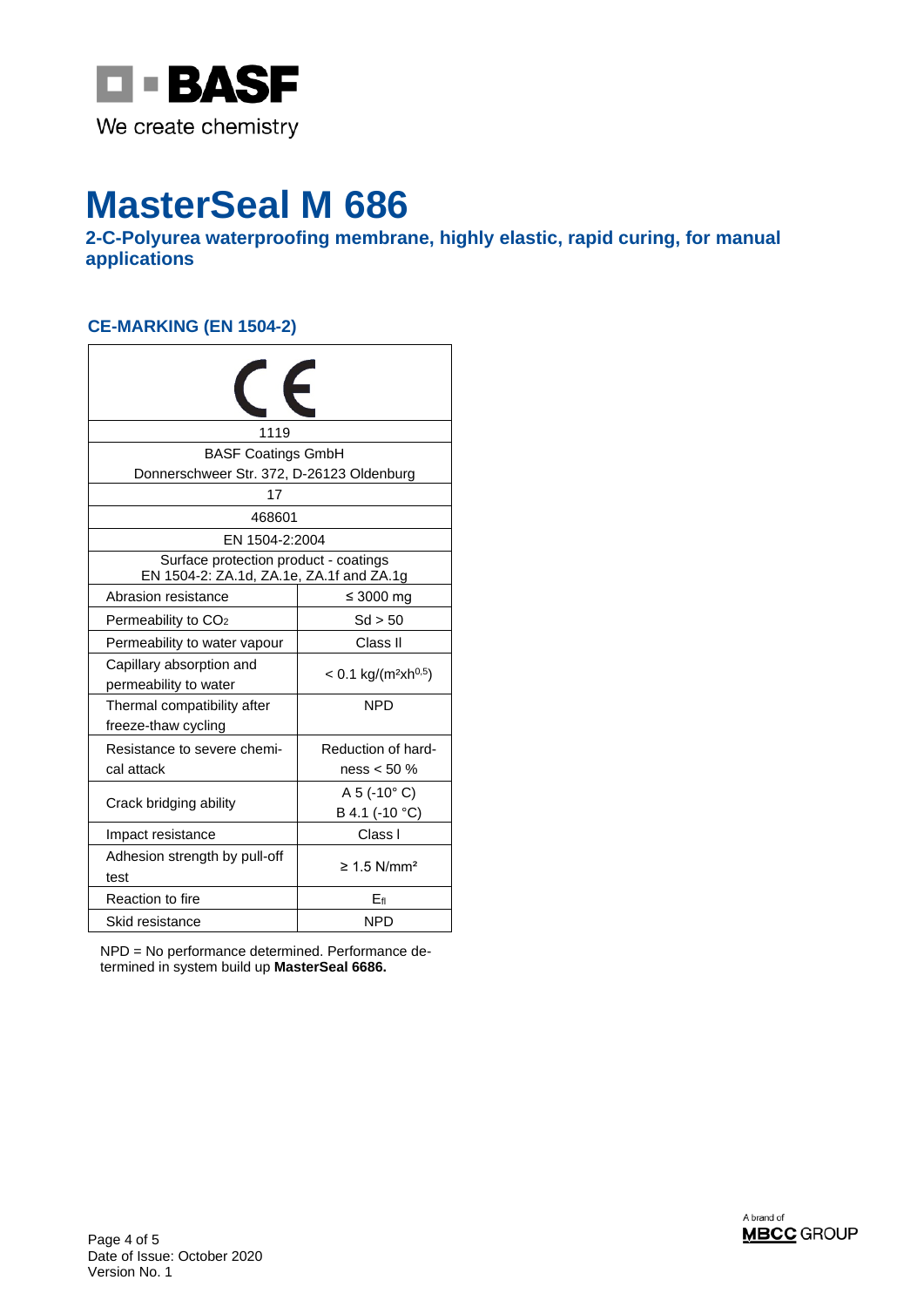BASF

We create chemistry

# MasterSeal M 686

## 2-C-Polyurea waterproofing membrane, highly elastic, rapid curing, for manual applications

### CE-MARKING (EN 1504-2)

| CE | |
|---|---|
| 1119 | |
| BASF Coatings GmbH<br>Donnerschweer Str. 372, D-26123 Oldenburg | |
| 17 | |
| 468601 | |
| EN 1504-2:2004 | |
| Surface protection product - coatings<br>EN 1504-2: ZA.1d, ZA.1e, ZA.1f and ZA.1g | |
| Abrasion resistance | ≤ 3000 mg |
| Permeability to $CO_2$ | Sd > 50 |
| Permeability to water vapour | Class II |
| Capillary absorption and permeability to water | < 0.1 kg/(m²xh$^{0.5}$) |
| Thermal compatibility after freeze-thaw cycling | NPD |
| Resistance to severe chemical attack | Reduction of hardness < 50 % |
| Crack bridging ability | A 5 (-10° C)<br>B 4.1 (-10 °C) |
| Impact resistance | Class I |
| Adhesion strength by pull-off test | ≥ 1.5 N/mm² |
| Reaction to fire | $E_{fl}$ |
| Skid resistance | NPD |

NPD = No performance determined. Performance determined in system build up **MasterSeal 6686.**

Date of Issue: October 2020
Version No. 1

A brand of MBCC GROUP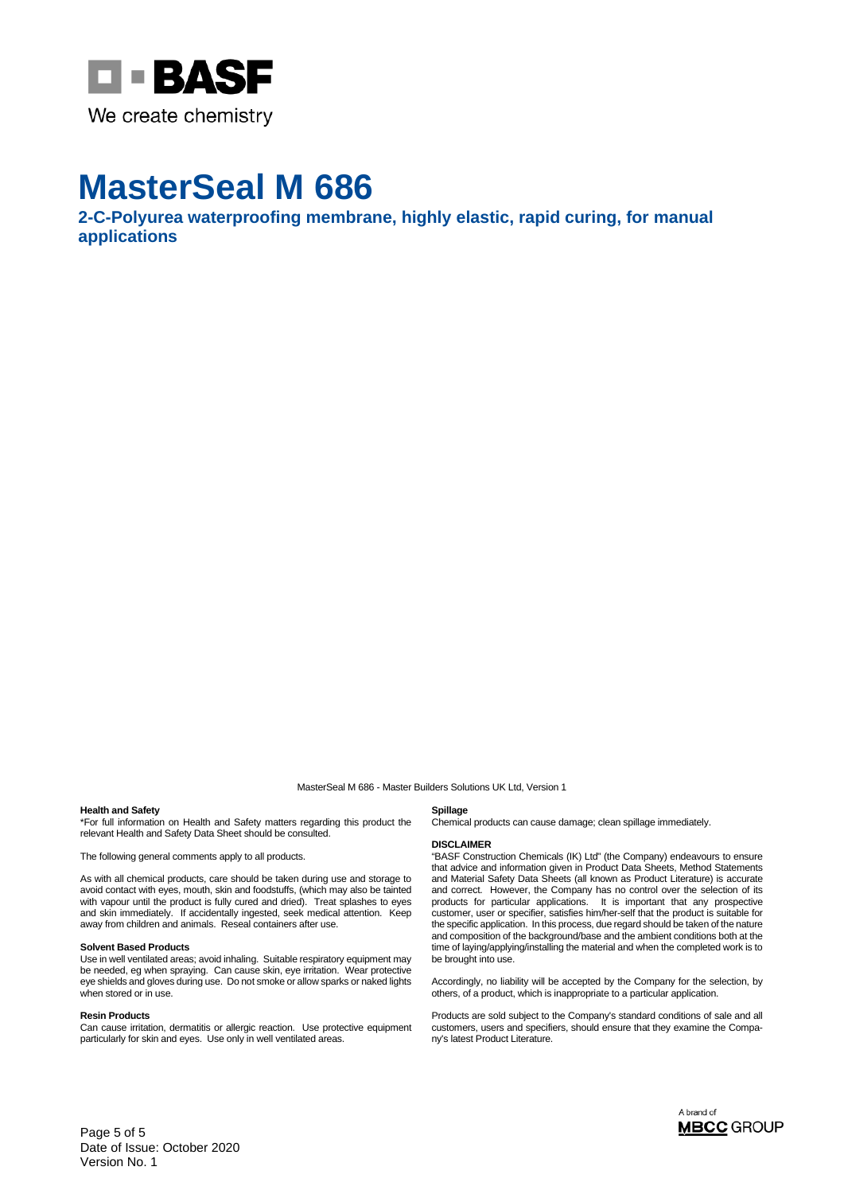# MasterSeal M 686

## 2-C-Polyurea waterproofing membrane, highly elastic, rapid curing, for manual applications

MasterSeal M 686 - Master Builders Solutions UK Ltd, Version 1

**Health and Safety**
*For full information on Health and Safety matters regarding this product the relevant Health and Safety Data Sheet should be consulted.

The following general comments apply to all products.

As with all chemical products, care should be taken during use and storage to avoid contact with eyes, mouth, skin and foodstuffs, (which may also be tainted with vapour until the product is fully cured and dried). Treat splashes to eyes and skin immediately. If accidentally ingested, seek medical attention. Keep away from children and animals. Reseal containers after use.

**Solvent Based Products**
Use in well ventilated areas; avoid inhaling. Suitable respiratory equipment may be needed, eg when spraying. Can cause skin, eye irritation. Wear protective eye shields and gloves during use. Do not smoke or allow sparks or naked lights when stored or in use.

**Resin Products**
Can cause irritation, dermatitis or allergic reaction. Use protective equipment particularly for skin and eyes. Use only in well ventilated areas.

**Spillage**
Chemical products can cause damage; clean spillage immediately.

**DISCLAIMER**
"BASF Construction Chemicals (IK) Ltd" (the Company) endeavours to ensure that advice and information given in Product Data Sheets, Method Statements and Material Safety Data Sheets (all known as Product Literature) is accurate and correct. However, the Company has no control over the selection of its products for particular applications. It is important that any prospective customer, user or specifier, satisfies him/her-self that the product is suitable for the specific application. In this process, due regard should be taken of the nature and composition of the background/base and the ambient conditions both at the time of laying/applying/installing the material and when the completed work is to be brought into use.

Accordingly, no liability will be accepted by the Company for the selection, by others, of a product, which is inappropriate to a particular application.

Products are sold subject to the Company's standard conditions of sale and all customers, users and specifiers, should ensure that they examine the Company's latest Product Literature.

Date of Issue: October 2020
Version No. 1